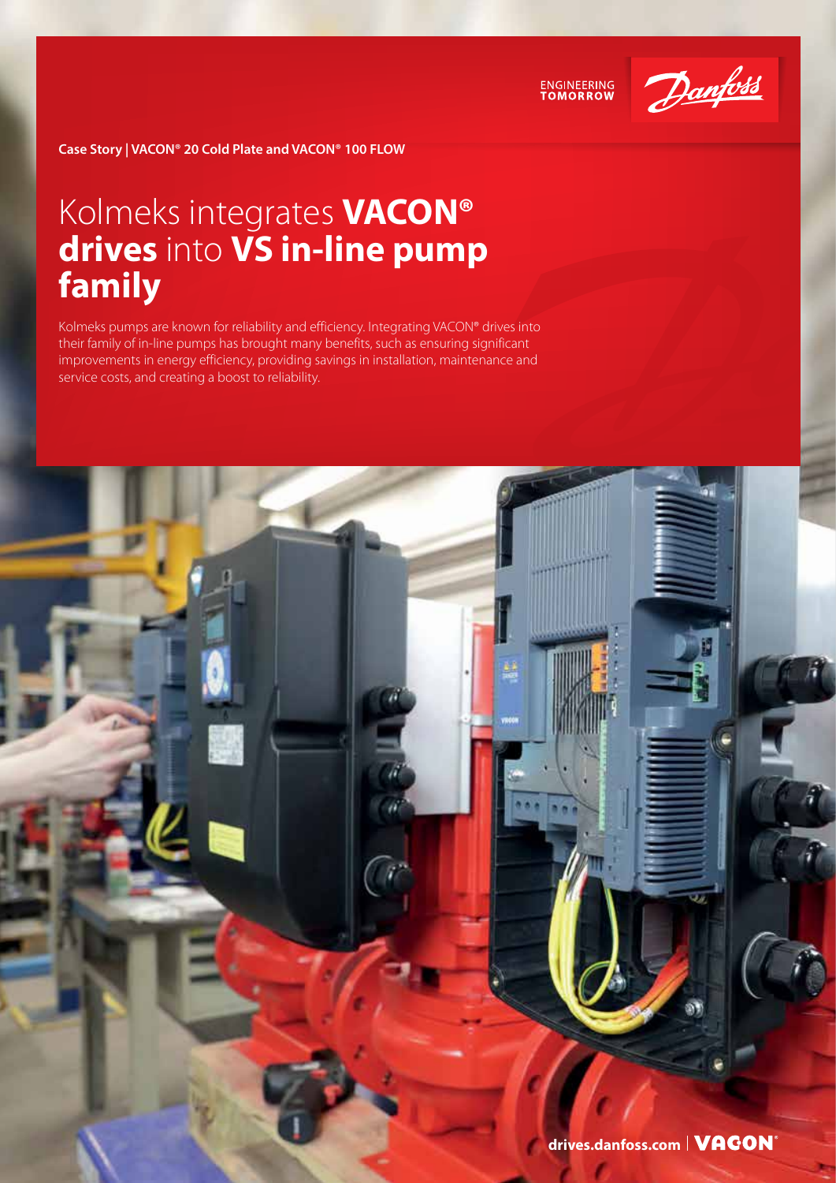Case Story | VACON® 20 Cold Plate and VACON® 100 FLOW

# Kolmeks integrates **VACON® drives** into **VS in-line pump family**

Kolmeks pumps are known for reliability and efficiency. Integrating VACON® drives into their family of in-line pumps has brought many benefits, such as ensuring significant improvements in energy efficiency, providing savings in installation, maintenance and service costs, and creating a boost to reliability.

drives.danfoss.com | VACON®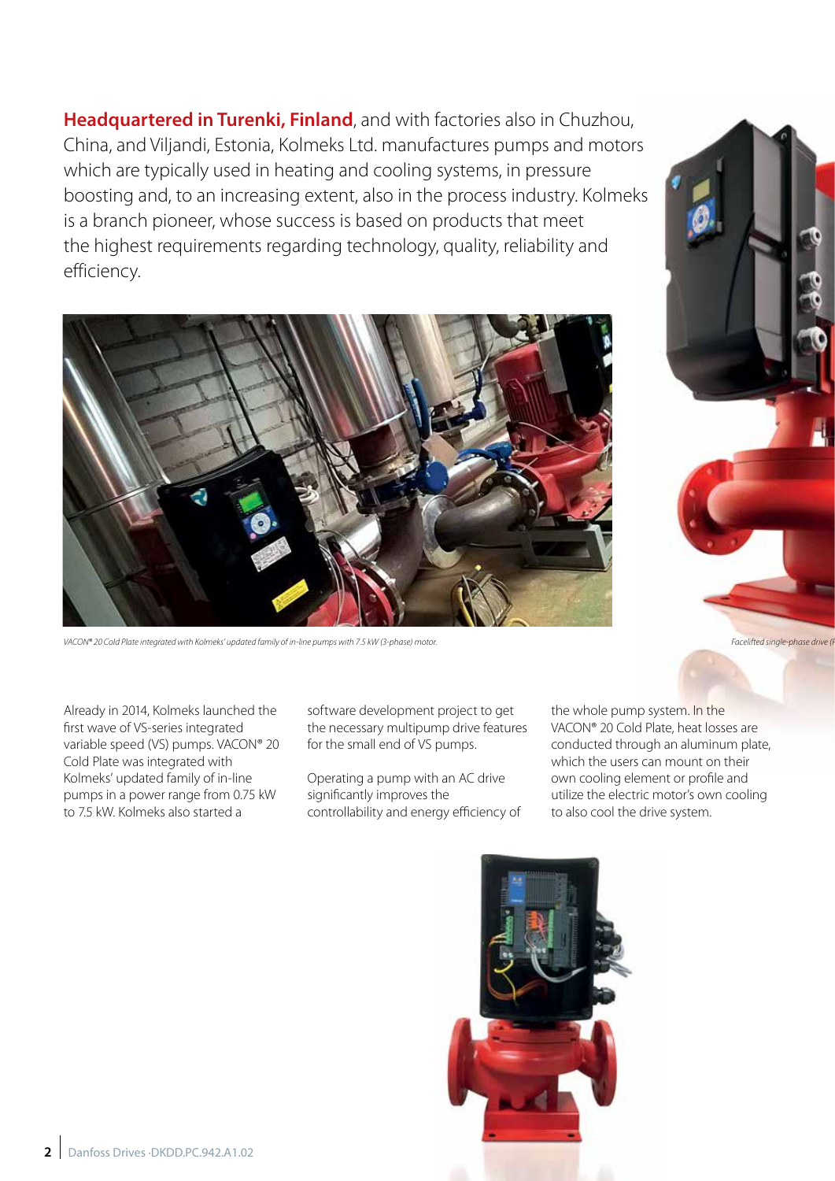**Headquartered in Turenki, Finland**, and with factories also in Chuzhou, China, and Viljandi, Estonia, Kolmeks Ltd. manufactures pumps and motors which are typically used in heating and cooling systems, in pressure boosting and, to an increasing extent, also in the process industry. Kolmeks is a branch pioneer, whose success is based on products that meet the highest requirements regarding technology, quality, reliability and efficiency.

*VACON® 20 Cold Plate integrated with Kolmeks' updated family of in-line pumps with 7.5 kW (3-phase) motor.*

*Facelifted single-phase drive (F*

Already in 2014, Kolmeks launched the first wave of VS-series integrated variable speed (VS) pumps. VACON® 20 Cold Plate was integrated with Kolmeks' updated family of in-line pumps in a power range from 0.75 kW to 7.5 kW. Kolmeks also started a software development project to get the necessary multipump drive features for the small end of VS pumps.

Operating a pump with an AC drive significantly improves the controllability and energy efficiency of the whole pump system. In the VACON® 20 Cold Plate, heat losses are conducted through an aluminum plate, which the users can mount on their own cooling element or profile and utilize the electric motor's own cooling to also cool the drive system.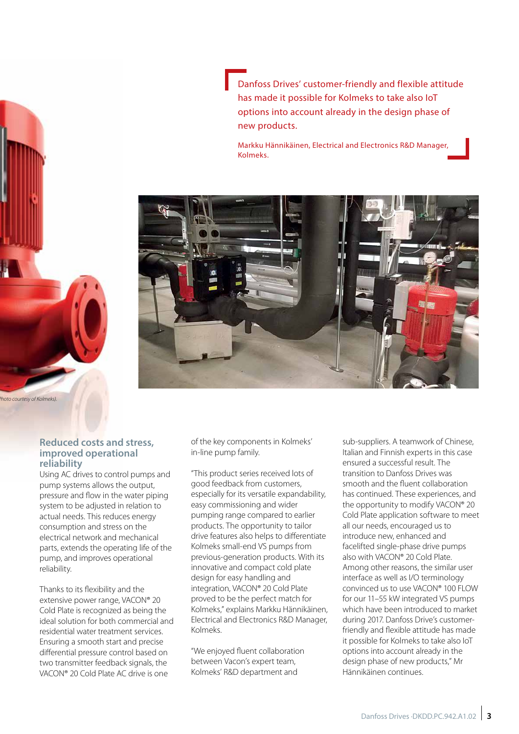> Danfoss Drives' customer-friendly and flexible attitude has made it possible for Kolmeks to take also IoT options into account already in the design phase of new products.
>
> Markku Hännikäinen, Electrical and Electronics R&D Manager, Kolmeks.

Photo courtesy of Kolmeks).

## Reduced costs and stress, improved operational reliability

Using AC drives to control pumps and pump systems allows the output, pressure and flow in the water piping system to be adjusted in relation to actual needs. This reduces energy consumption and stress on the electrical network and mechanical parts, extends the operating life of the pump, and improves operational reliability.

Thanks to its flexibility and the extensive power range, VACON® 20 Cold Plate is recognized as being the ideal solution for both commercial and residential water treatment services. Ensuring a smooth start and precise differential pressure control based on two transmitter feedback signals, the VACON® 20 Cold Plate AC drive is one of the key components in Kolmeks' in-line pump family.

"This product series received lots of good feedback from customers, especially for its versatile expandability, easy commissioning and wider pumping range compared to earlier products. The opportunity to tailor drive features also helps to differentiate Kolmeks small-end VS pumps from previous-generation products. With its innovative and compact cold plate design for easy handling and integration, VACON® 20 Cold Plate proved to be the perfect match for Kolmeks," explains Markku Hännikäinen, Electrical and Electronics R&D Manager, Kolmeks.

"We enjoyed fluent collaboration between Vacon's expert team, Kolmeks' R&D department and sub-suppliers. A teamwork of Chinese, Italian and Finnish experts in this case ensured a successful result. The transition to Danfoss Drives was smooth and the fluent collaboration has continued. These experiences, and the opportunity to modify VACON® 20 Cold Plate application software to meet all our needs, encouraged us to introduce new, enhanced and facelifted single-phase drive pumps also with VACON® 20 Cold Plate. Among other reasons, the similar user interface as well as I/O terminology convinced us to use VACON® 100 FLOW for our 11–55 kW integrated VS pumps which have been introduced to market during 2017. Danfoss Drive's customer-friendly and flexible attitude has made it possible for Kolmeks to take also IoT options into account already in the design phase of new products," Mr Hännikäinen continues.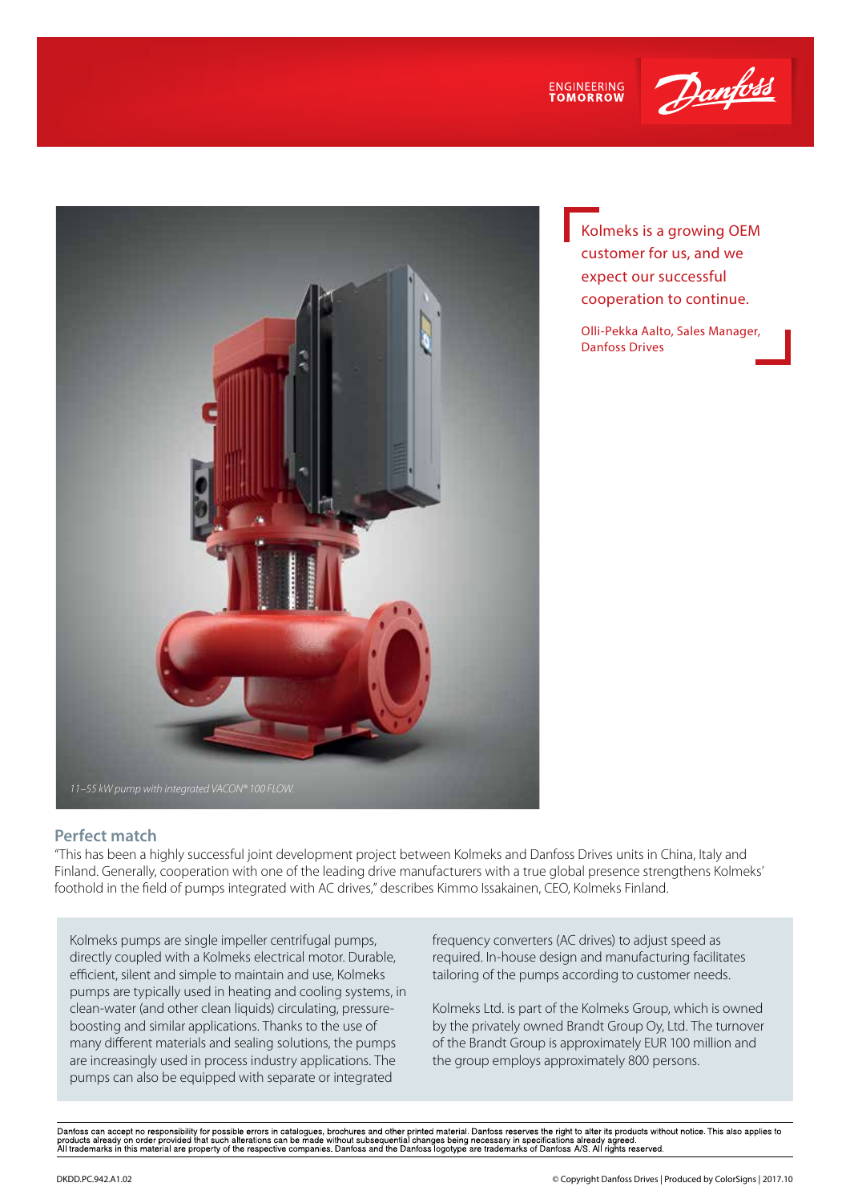> Kolmeks is a growing OEM customer for us, and we expect our successful cooperation to continue.
>
> Olli-Pekka Aalto, Sales Manager, Danfoss Drives

*11–55 kW pump with integrated VACON® 100 FLOW.*

## Perfect match

"This has been a highly successful joint development project between Kolmeks and Danfoss Drives units in China, Italy and Finland. Generally, cooperation with one of the leading drive manufacturers with a true global presence strengthens Kolmeks' foothold in the field of pumps integrated with AC drives," describes Kimmo Issakainen, CEO, Kolmeks Finland.

Kolmeks pumps are single impeller centrifugal pumps, directly coupled with a Kolmeks electrical motor. Durable, efficient, silent and simple to maintain and use, Kolmeks pumps are typically used in heating and cooling systems, in clean-water (and other clean liquids) circulating, pressure-boosting and similar applications. Thanks to the use of many different materials and sealing solutions, the pumps are increasingly used in process industry applications. The pumps can also be equipped with separate or integrated frequency converters (AC drives) to adjust speed as required. In-house design and manufacturing facilitates tailoring of the pumps according to customer needs.

Kolmeks Ltd. is part of the Kolmeks Group, which is owned by the privately owned Brandt Group Oy, Ltd. The turnover of the Brandt Group is approximately EUR 100 million and the group employs approximately 800 persons.

Danfoss can accept no responsibility for possible errors in catalogues, brochures and other printed material. Danfoss reserves the right to alter its products without notice. This also applies to products already on order provided that such alterations can be made without subsequential changes being necessary in specifications already agreed.
All trademarks in this material are property of the respective companies. Danfoss and the Danfoss logotype are trademarks of Danfoss A/S. All rights reserved.

DKDD.PC.942.A1.02

© Copyright Danfoss Drives | Produced by ColorSigns | 2017.10